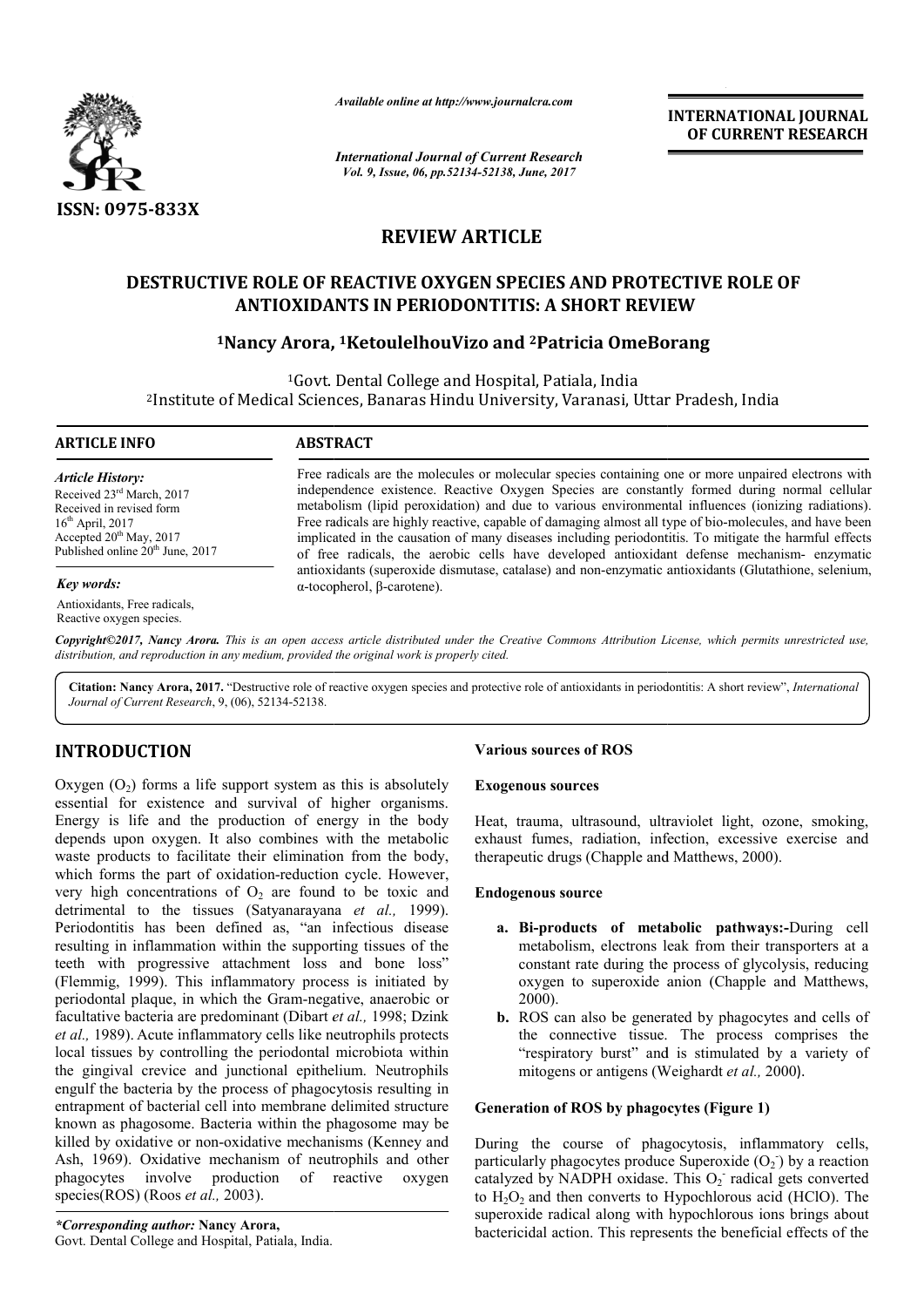REVIEW ARTICLE

# DESTRUCTIVE ROLE OF REACTIVE OXYGEN SPECIES AND PROTECTIVE ROLE OF ANTIOXIDANTS IN PERIODONTITIS: A SHORT REVIEW

[1]Nancy Arora, [1]KetoulelhouVizo and [2]Patricia OmeBorang

[1]Govt. Dental College and Hospital, Patiala, India
[2]Institute of Medical Sciences, Banaras Hindu University, Varanasi, Uttar Pradesh, India

**ARTICLE INFO**

*Article History:*
Received 23rd March, 2017
Received in revised form 16th April, 2017
Accepted 20th May, 2017
Published online 20th June, 2017

*Key words:*
Antioxidants, Free radicals, Reactive oxygen species.

**ABSTRACT**

Free radicals are the molecules or molecular species containing one or more unpaired electrons with independence existence. Reactive Oxygen Species are constantly formed during normal cellular metabolism (lipid peroxidation) and due to various environmental influences (ionizing radiations). Free radicals are highly reactive, capable of damaging almost all type of bio-molecules, and have been implicated in the causation of many diseases including periodontitis. To mitigate the harmful effects of free radicals, the aerobic cells have developed antioxidant defense mechanism- enzymatic antioxidants (superoxide dismutase, catalase) and non-enzymatic antioxidants (Glutathione, selenium, α-tocopherol, β-carotene).

*Copyright©2017, Nancy Arora. This is an open access article distributed under the Creative Commons Attribution License, which permits unrestricted use, distribution, and reproduction in any medium, provided the original work is properly cited.*

**Citation: Nancy Arora, 2017.** "Destructive role of reactive oxygen species and protective role of antioxidants in periodontitis: A short review", *International Journal of Current Research*, 9, (06), 52134-52138.

## INTRODUCTION

Oxygen ($O_2$) forms a life support system as this is absolutely essential for existence and survival of higher organisms. Energy is life and the production of energy in the body depends upon oxygen. It also combines with the metabolic waste products to facilitate their elimination from the body, which forms the part of oxidation-reduction cycle. However, very high concentrations of $O_2$ are found to be toxic and detrimental to the tissues (Satyanarayana *et al.,* 1999). Periodontitis has been defined as, "an infectious disease resulting in inflammation within the supporting tissues of the teeth with progressive attachment loss and bone loss" (Flemmig, 1999). This inflammatory process is initiated by periodontal plaque, in which the Gram-negative, anaerobic or facultative bacteria are predominant (Dibart *et al.,* 1998; Dzink *et al.,* 1989). Acute inflammatory cells like neutrophils protects local tissues by controlling the periodontal microbiota within the gingival crevice and junctional epithelium. Neutrophils engulf the bacteria by the process of phagocytosis resulting in entrapment of bacterial cell into membrane delimited structure known as phagosome. Bacteria within the phagosome may be killed by oxidative or non-oxidative mechanisms (Kenney and Ash, 1969). Oxidative mechanism of neutrophils and other phagocytes involve production of reactive oxygen species(ROS) (Roos *et al.,* 2003).

*\*Corresponding author:* **Nancy Arora,**
Govt. Dental College and Hospital, Patiala, India.

### Various sources of ROS

#### Exogenous sources

Heat, trauma, ultrasound, ultraviolet light, ozone, smoking, exhaust fumes, radiation, infection, excessive exercise and therapeutic drugs (Chapple and Matthews, 2000).

#### Endogenous source

a. **Bi-products of metabolic pathways:-**During cell metabolism, electrons leak from their transporters at a constant rate during the process of glycolysis, reducing oxygen to superoxide anion (Chapple and Matthews, 2000).
b. ROS can also be generated by phagocytes and cells of the connective tissue. The process comprises the "respiratory burst" and is stimulated by a variety of mitogens or antigens (Weighardt *et al.,* 2000).

### Generation of ROS by phagocytes (Figure 1)

During the course of phagocytosis, inflammatory cells, particularly phagocytes produce Superoxide ($O_2^-$) by a reaction catalyzed by NADPH oxidase. This $O_2^-$ radical gets converted to $H_2O_2$ and then converts to Hypochlorous acid (HClO). The superoxide radical along with hypochlorous ions brings about bactericidal action. This represents the beneficial effects of the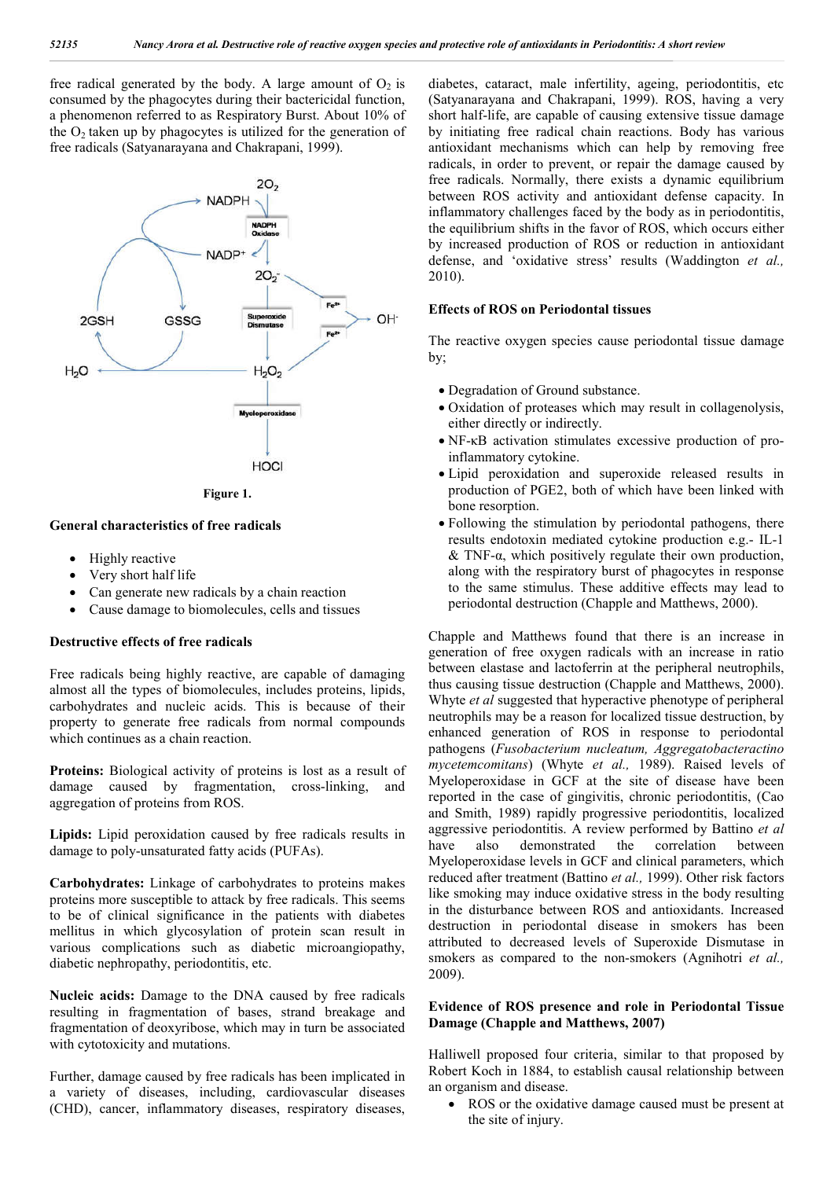free radical generated by the body. A large amount of $O_2$ is consumed by the phagocytes during their bactericidal function, a phenomenon referred to as Respiratory Burst. About 10% of the $O_2$ taken up by phagocytes is utilized for the generation of free radicals (Satyanarayana and Chakrapani, 1999).

Figure 1.

### General characteristics of free radicals

- Highly reactive
- Very short half life
- Can generate new radicals by a chain reaction
- Cause damage to biomolecules, cells and tissues

### Destructive effects of free radicals

Free radicals being highly reactive, are capable of damaging almost all the types of biomolecules, includes proteins, lipids, carbohydrates and nucleic acids. This is because of their property to generate free radicals from normal compounds which continues as a chain reaction.

**Proteins:** Biological activity of proteins is lost as a result of damage caused by fragmentation, cross-linking, and aggregation of proteins from ROS.

**Lipids:** Lipid peroxidation caused by free radicals results in damage to poly-unsaturated fatty acids (PUFAs).

**Carbohydrates:** Linkage of carbohydrates to proteins makes proteins more susceptible to attack by free radicals. This seems to be of clinical significance in the patients with diabetes mellitus in which glycosylation of protein scan result in various complications such as diabetic microangiopathy, diabetic nephropathy, periodontitis, etc.

**Nucleic acids:** Damage to the DNA caused by free radicals resulting in fragmentation of bases, strand breakage and fragmentation of deoxyribose, which may in turn be associated with cytotoxicity and mutations.

Further, damage caused by free radicals has been implicated in a variety of diseases, including, cardiovascular diseases (CHD), cancer, inflammatory diseases, respiratory diseases, diabetes, cataract, male infertility, ageing, periodontitis, etc (Satyanarayana and Chakrapani, 1999). ROS, having a very short half-life, are capable of causing extensive tissue damage by initiating free radical chain reactions. Body has various antioxidant mechanisms which can help by removing free radicals, in order to prevent, or repair the damage caused by free radicals. Normally, there exists a dynamic equilibrium between ROS activity and antioxidant defense capacity. In inflammatory challenges faced by the body as in periodontitis, the equilibrium shifts in the favor of ROS, which occurs either by increased production of ROS or reduction in antioxidant defense, and 'oxidative stress' results (Waddington *et al.,* 2010).

### Effects of ROS on Periodontal tissues

The reactive oxygen species cause periodontal tissue damage by;

- Degradation of Ground substance.
- Oxidation of proteases which may result in collagenolysis, either directly or indirectly.
- NF-κB activation stimulates excessive production of pro-inflammatory cytokine.
- Lipid peroxidation and superoxide released results in production of PGE2, both of which have been linked with bone resorption.
- Following the stimulation by periodontal pathogens, there results endotoxin mediated cytokine production e.g.- IL-1 & TNF-α, which positively regulate their own production, along with the respiratory burst of phagocytes in response to the same stimulus. These additive effects may lead to periodontal destruction (Chapple and Matthews, 2000).

Chapple and Matthews found that there is an increase in generation of free oxygen radicals with an increase in ratio between elastase and lactoferrin at the peripheral neutrophils, thus causing tissue destruction (Chapple and Matthews, 2000). Whyte *et al* suggested that hyperactive phenotype of peripheral neutrophils may be a reason for localized tissue destruction, by enhanced generation of ROS in response to periodontal pathogens (*Fusobacterium nucleatum, Aggregatobacteractino mycetemcomitans*) (Whyte *et al.,* 1989). Raised levels of Myeloperoxidase in GCF at the site of disease have been reported in the case of gingivitis, chronic periodontitis, (Cao and Smith, 1989) rapidly progressive periodontitis, localized aggressive periodontitis. A review performed by Battino *et al* have also demonstrated the correlation between Myeloperoxidase levels in GCF and clinical parameters, which reduced after treatment (Battino *et al.,* 1999). Other risk factors like smoking may induce oxidative stress in the body resulting in the disturbance between ROS and antioxidants. Increased destruction in periodontal disease in smokers has been attributed to decreased levels of Superoxide Dismutase in smokers as compared to the non-smokers (Agnihotri *et al.,* 2009).

### Evidence of ROS presence and role in Periodontal Tissue Damage (Chapple and Matthews, 2007)

Halliwell proposed four criteria, similar to that proposed by Robert Koch in 1884, to establish causal relationship between an organism and disease.

- ROS or the oxidative damage caused must be present at the site of injury.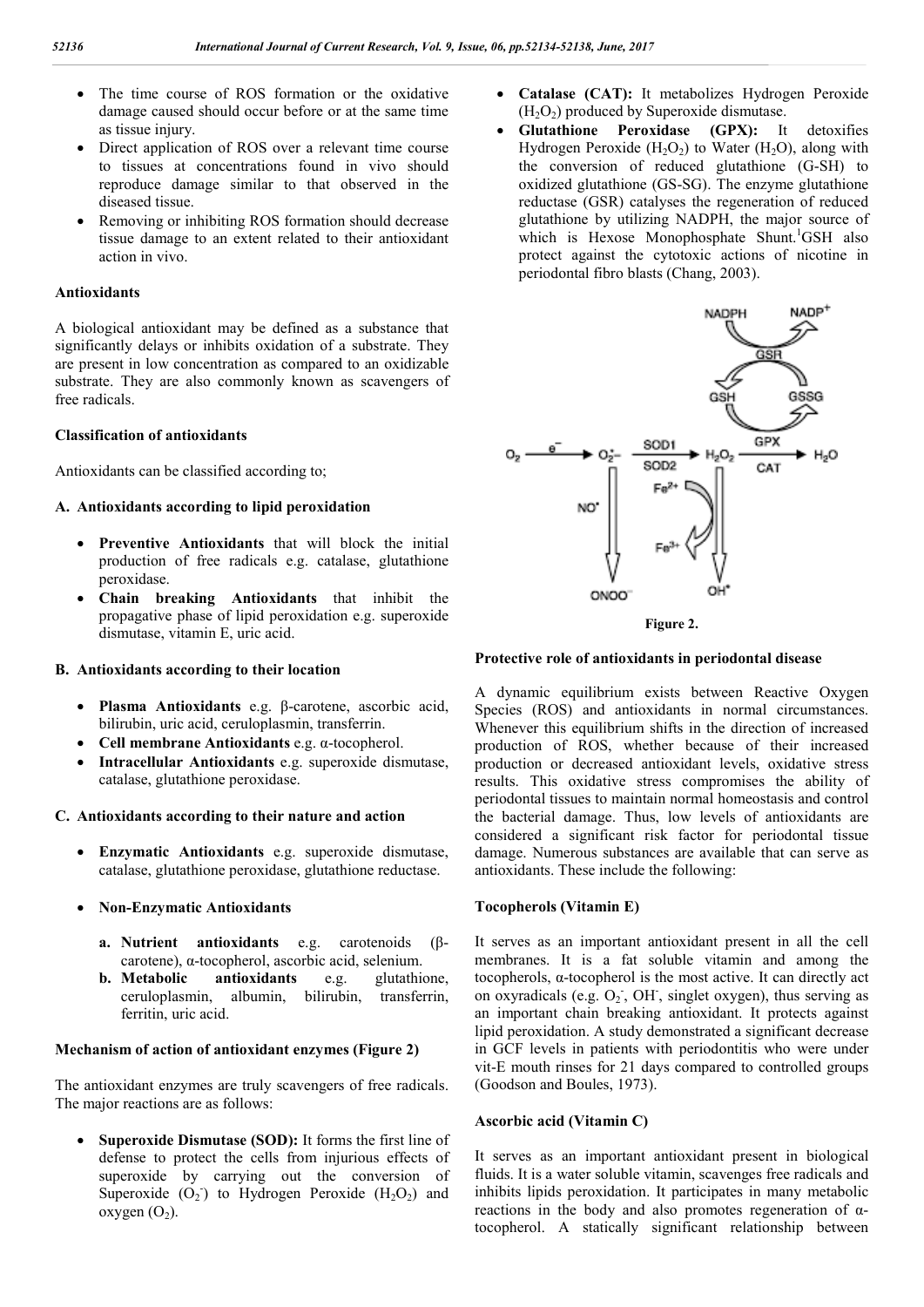- The time course of ROS formation or the oxidative damage caused should occur before or at the same time as tissue injury.
- Direct application of ROS over a relevant time course to tissues at concentrations found in vivo should reproduce damage similar to that observed in the diseased tissue.
- Removing or inhibiting ROS formation should decrease tissue damage to an extent related to their antioxidant action in vivo.

### Antioxidants

A biological antioxidant may be defined as a substance that significantly delays or inhibits oxidation of a substrate. They are present in low concentration as compared to an oxidizable substrate. They are also commonly known as scavengers of free radicals.

### Classification of antioxidants

Antioxidants can be classified according to;

#### A. Antioxidants according to lipid peroxidation

- **Preventive Antioxidants** that will block the initial production of free radicals e.g. catalase, glutathione peroxidase.
- **Chain breaking Antioxidants** that inhibit the propagative phase of lipid peroxidation e.g. superoxide dismutase, vitamin E, uric acid.

#### B. Antioxidants according to their location

- **Plasma Antioxidants** e.g. β-carotene, ascorbic acid, bilirubin, uric acid, ceruloplasmin, transferrin.
- **Cell membrane Antioxidants** e.g. α-tocopherol.
- **Intracellular Antioxidants** e.g. superoxide dismutase, catalase, glutathione peroxidase.

#### C. Antioxidants according to their nature and action

- **Enzymatic Antioxidants** e.g. superoxide dismutase, catalase, glutathione peroxidase, glutathione reductase.
- **Non-Enzymatic Antioxidants**
  - **a. Nutrient antioxidants** e.g. carotenoids (β-carotene), α-tocopherol, ascorbic acid, selenium.
  - **b. Metabolic antioxidants** e.g. glutathione, ceruloplasmin, albumin, bilirubin, transferrin, ferritin, uric acid.

### Mechanism of action of antioxidant enzymes (Figure 2)

The antioxidant enzymes are truly scavengers of free radicals. The major reactions are as follows:

- **Superoxide Dismutase (SOD):** It forms the first line of defense to protect the cells from injurious effects of superoxide by carrying out the conversion of Superoxide ($O_2^-$) to Hydrogen Peroxide ($H_2O_2$) and oxygen ($O_2$).
- **Catalase (CAT):** It metabolizes Hydrogen Peroxide ($H_2O_2$) produced by Superoxide dismutase.
- **Glutathione Peroxidase (GPX):** It detoxifies Hydrogen Peroxide ($H_2O_2$) to Water ($H_2O$), along with the conversion of reduced glutathione (G-SH) to oxidized glutathione (GS-SG). The enzyme glutathione reductase (GSR) catalyses the regeneration of reduced glutathione by utilizing NADPH, the major source of which is Hexose Monophosphate Shunt.[1] GSH also protect against the cytotoxic actions of nicotine in periodontal fibro blasts (Chang, 2003).

Figure 2.

### Protective role of antioxidants in periodontal disease

A dynamic equilibrium exists between Reactive Oxygen Species (ROS) and antioxidants in normal circumstances. Whenever this equilibrium shifts in the direction of increased production of ROS, whether because of their increased production or decreased antioxidant levels, oxidative stress results. This oxidative stress compromises the ability of periodontal tissues to maintain normal homeostasis and control the bacterial damage. Thus, low levels of antioxidants are considered a significant risk factor for periodontal tissue damage. Numerous substances are available that can serve as antioxidants. These include the following:

#### Tocopherols (Vitamin E)

It serves as an important antioxidant present in all the cell membranes. It is a fat soluble vitamin and among the tocopherols, α-tocopherol is the most active. It can directly act on oxyradicals (e.g. $O_2^-$, $OH^-$, singlet oxygen), thus serving as an important chain breaking antioxidant. It protects against lipid peroxidation. A study demonstrated a significant decrease in GCF levels in patients with periodontitis who were under vit-E mouth rinses for 21 days compared to controlled groups (Goodson and Boules, 1973).

#### Ascorbic acid (Vitamin C)

It serves as an important antioxidant present in biological fluids. It is a water soluble vitamin, scavenges free radicals and inhibits lipids peroxidation. It participates in many metabolic reactions in the body and also promotes regeneration of α-tocopherol. A statically significant relationship between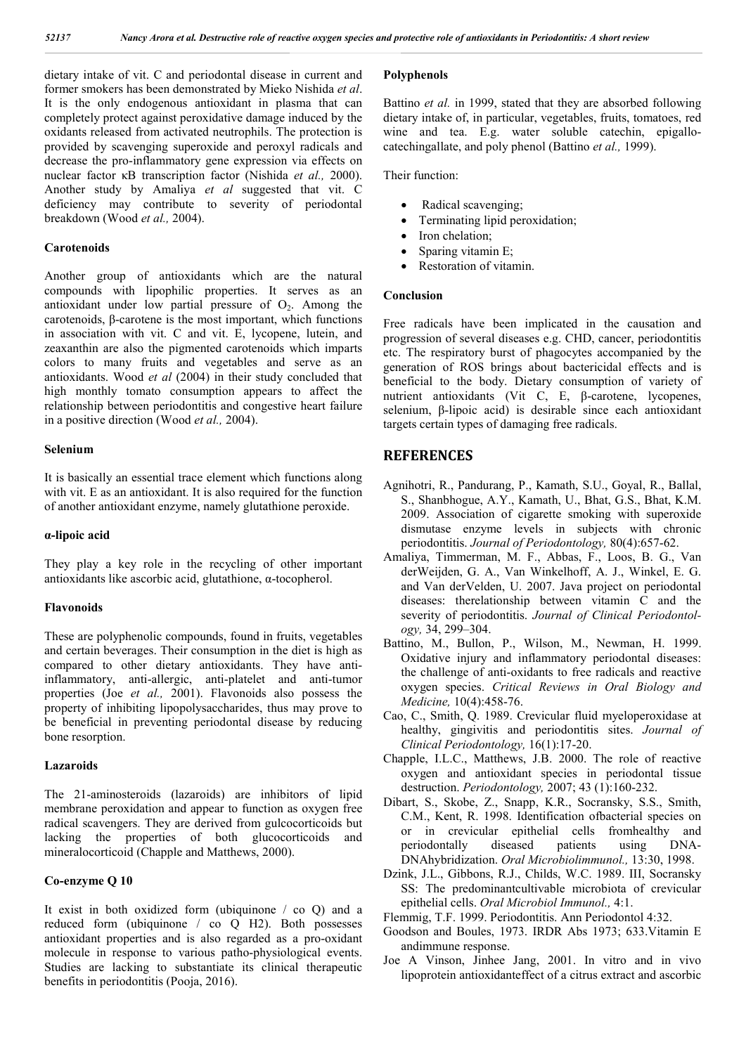dietary intake of vit. C and periodontal disease in current and former smokers has been demonstrated by Mieko Nishida *et al*. It is the only endogenous antioxidant in plasma that can completely protect against peroxidative damage induced by the oxidants released from activated neutrophils. The protection is provided by scavenging superoxide and peroxyl radicals and decrease the pro-inflammatory gene expression via effects on nuclear factor κB transcription factor (Nishida *et al.,* 2000). Another study by Amaliya *et al* suggested that vit. C deficiency may contribute to severity of periodontal breakdown (Wood *et al.,* 2004).

### Carotenoids

Another group of antioxidants which are the natural compounds with lipophilic properties. It serves as an antioxidant under low partial pressure of $O_2$. Among the carotenoids, β-carotene is the most important, which functions in association with vit. C and vit. E, lycopene, lutein, and zeaxanthin are also the pigmented carotenoids which imparts colors to many fruits and vegetables and serve as an antioxidants. Wood *et al* (2004) in their study concluded that high monthly tomato consumption appears to affect the relationship between periodontitis and congestive heart failure in a positive direction (Wood *et al.,* 2004).

### Selenium

It is basically an essential trace element which functions along with vit. E as an antioxidant. It is also required for the function of another antioxidant enzyme, namely glutathione peroxide.

### α-lipoic acid

They play a key role in the recycling of other important antioxidants like ascorbic acid, glutathione, α-tocopherol.

### Flavonoids

These are polyphenolic compounds, found in fruits, vegetables and certain beverages. Their consumption in the diet is high as compared to other dietary antioxidants. They have anti-inflammatory, anti-allergic, anti-platelet and anti-tumor properties (Joe *et al.,* 2001). Flavonoids also possess the property of inhibiting lipopolysaccharides, thus may prove to be beneficial in preventing periodontal disease by reducing bone resorption.

### Lazaroids

The 21-aminosteroids (lazaroids) are inhibitors of lipid membrane peroxidation and appear to function as oxygen free radical scavengers. They are derived from gulcocorticoids but lacking the properties of both glucocorticoids and mineralocorticoid (Chapple and Matthews, 2000).

### Co-enzyme Q 10

It exist in both oxidized form (ubiquinone / co Q) and a reduced form (ubiquinone / co Q H2). Both possesses antioxidant properties and is also regarded as a pro-oxidant molecule in response to various patho-physiological events. Studies are lacking to substantiate its clinical therapeutic benefits in periodontitis (Pooja, 2016).

### Polyphenols

Battino *et al.* in 1999, stated that they are absorbed following dietary intake of, in particular, vegetables, fruits, tomatoes, red wine and tea. E.g. water soluble catechin, epigallo-catechingallate, and poly phenol (Battino *et al.,* 1999).

Their function:

- Radical scavenging;
- Terminating lipid peroxidation;
- Iron chelation;
- Sparing vitamin E;
- Restoration of vitamin.

### Conclusion

Free radicals have been implicated in the causation and progression of several diseases e.g. CHD, cancer, periodontitis etc. The respiratory burst of phagocytes accompanied by the generation of ROS brings about bactericidal effects and is beneficial to the body. Dietary consumption of variety of nutrient antioxidants (Vit C, E, β-carotene, lycopenes, selenium, β-lipoic acid) is desirable since each antioxidant targets certain types of damaging free radicals.

## REFERENCES

Agnihotri, R., Pandurang, P., Kamath, S.U., Goyal, R., Ballal, S., Shanbhogue, A.Y., Kamath, U., Bhat, G.S., Bhat, K.M. 2009. Association of cigarette smoking with superoxide dismutase enzyme levels in subjects with chronic periodontitis. *Journal of Periodontology,* 80(4):657-62.

Amaliya, Timmerman, M. F., Abbas, F., Loos, B. G., Van derWeijden, G. A., Van Winkelhoff, A. J., Winkel, E. G. and Van derVelden, U. 2007. Java project on periodontal diseases: therelationship between vitamin C and the severity of periodontitis. *Journal of Clinical Periodontology,* 34, 299–304.

Battino, M., Bullon, P., Wilson, M., Newman, H. 1999. Oxidative injury and inflammatory periodontal diseases: the challenge of anti-oxidants to free radicals and reactive oxygen species. *Critical Reviews in Oral Biology and Medicine,* 10(4):458-76.

Cao, C., Smith, Q. 1989. Crevicular fluid myeloperoxidase at healthy, gingivitis and periodontitis sites. *Journal of Clinical Periodontology,* 16(1):17-20.

Chapple, I.L.C., Matthews, J.B. 2000. The role of reactive oxygen and antioxidant species in periodontal tissue destruction. *Periodontology,* 2007; 43 (1):160-232.

Dibart, S., Skobe, Z., Snapp, K.R., Socransky, S.S., Smith, C.M., Kent, R. 1998. Identification ofbacterial species on or in crevicular epithelial cells fromhealthy and periodontally diseased patients using DNA-DNAhybridization. *Oral Microbiolimmunol.,* 13:30, 1998.

Dzink, J.L., Gibbons, R.J., Childs, W.C. 1989. III, Socransky SS: The predominantcultivable microbiota of crevicular epithelial cells. *Oral Microbiol Immunol.,* 4:1.

Flemmig, T.F. 1999. Periodontitis. Ann Periodontol 4:32.

Goodson and Boules, 1973. IRDR Abs 1973; 633.Vitamin E andimmune response.

Joe A Vinson, Jinhee Jang, 2001. In vitro and in vivo lipoprotein antioxidanteffect of a citrus extract and ascorbic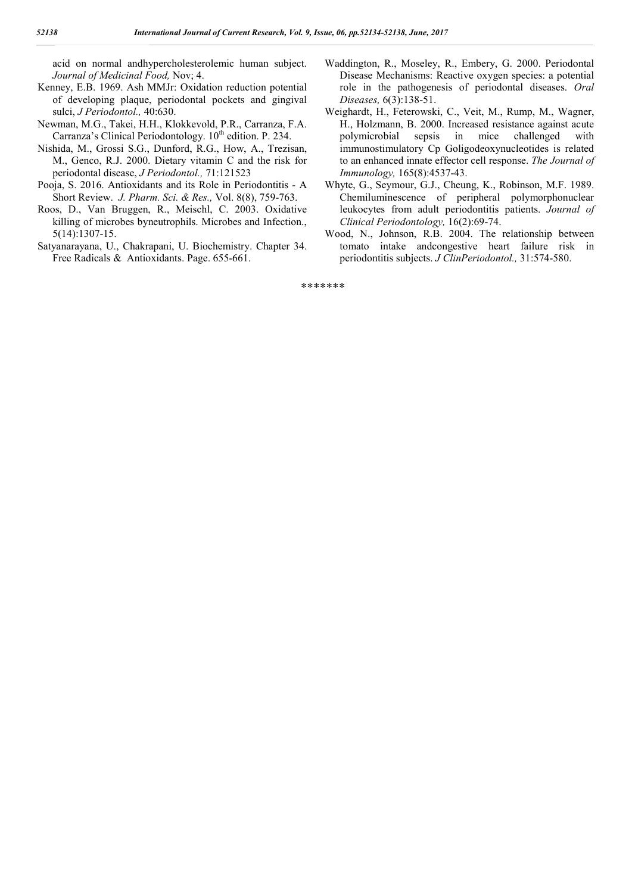acid on normal andhypercholesterolemic human subject. *Journal of Medicinal Food,* Nov; 4.

Kenney, E.B. 1969. Ash MMJr: Oxidation reduction potential of developing plaque, periodontal pockets and gingival sulci, *J Periodontol.,* 40:630.

Newman, M.G., Takei, H.H., Klokkevold, P.R., Carranza, F.A. Carranza's Clinical Periodontology. 10th edition. P. 234.

Nishida, M., Grossi S.G., Dunford, R.G., How, A., Trezisan, M., Genco, R.J. 2000. Dietary vitamin C and the risk for periodontal disease, *J Periodontol.,* 71:121523

Pooja, S. 2016. Antioxidants and its Role in Periodontitis - A Short Review. *J. Pharm. Sci. & Res.,* Vol. 8(8), 759-763.

Roos, D., Van Bruggen, R., Meischl, C. 2003. Oxidative killing of microbes byneutrophils. Microbes and Infection., 5(14):1307-15.

Satyanarayana, U., Chakrapani, U. Biochemistry. Chapter 34. Free Radicals & Antioxidants. Page. 655-661.

Waddington, R., Moseley, R., Embery, G. 2000. Periodontal Disease Mechanisms: Reactive oxygen species: a potential role in the pathogenesis of periodontal diseases. *Oral Diseases,* 6(3):138-51.

Weighardt, H., Feterowski, C., Veit, M., Rump, M., Wagner, H., Holzmann, B. 2000. Increased resistance against acute polymicrobial sepsis in mice challenged with immunostimulatory Cp Goligodeoxynucleotides is related to an enhanced innate effector cell response. *The Journal of Immunology,* 165(8):4537-43.

Whyte, G., Seymour, G.J., Cheung, K., Robinson, M.F. 1989. Chemiluminescence of peripheral polymorphonuclear leukocytes from adult periodontitis patients. *Journal of Clinical Periodontology,* 16(2):69-74.

Wood, N., Johnson, R.B. 2004. The relationship between tomato intake andcongestive heart failure risk in periodontitis subjects. *J ClinPeriodontol.,* 31:574-580.

*******